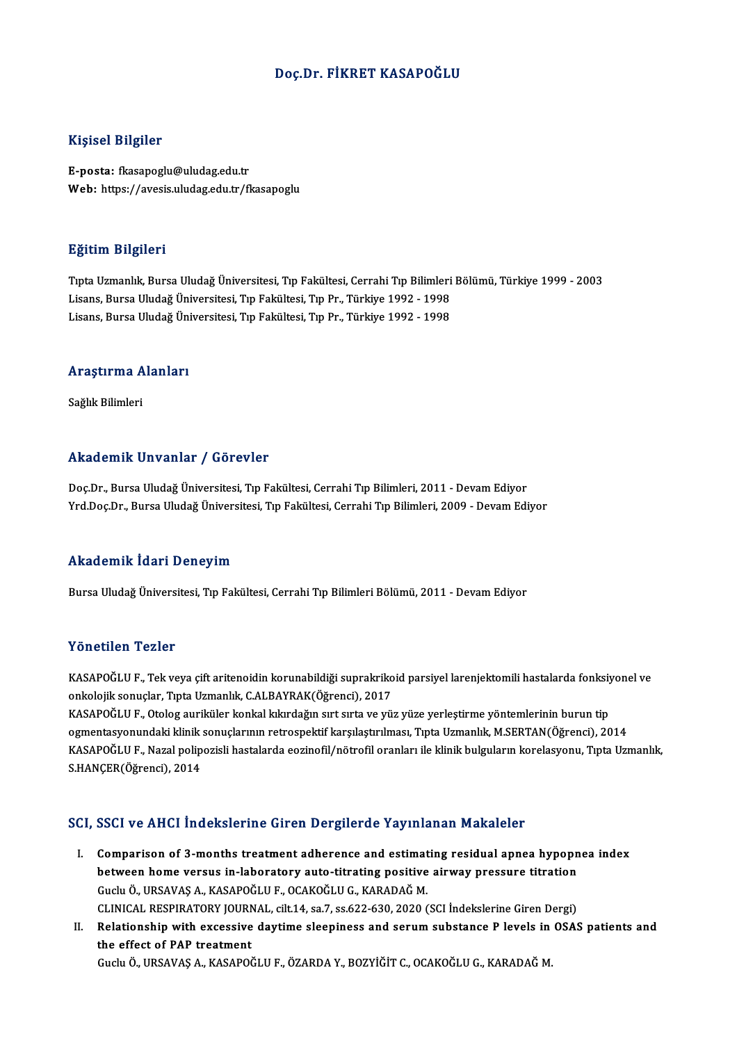# Doç.Dr. FİKRET KASAPOĞLU

## Kişisel Bilgiler

**E-posta:** fkasapoglu@uludag.edu.tr
**Web:** https://avesis.uludag.edu.tr/fkasapoglu

## Eğitim Bilgileri

Tıpta Uzmanlık, Bursa Uludağ Üniversitesi, Tıp Fakültesi, Cerrahi Tıp Bilimleri Bölümü, Türkiye 1999 - 2003
Lisans, Bursa Uludağ Üniversitesi, Tıp Fakültesi, Tıp Pr., Türkiye 1992 - 1998
Lisans, Bursa Uludağ Üniversitesi, Tıp Fakültesi, Tıp Pr., Türkiye 1992 - 1998

## Araştırma Alanları

Sağlık Bilimleri

## Akademik Unvanlar / Görevler

Doç.Dr., Bursa Uludağ Üniversitesi, Tıp Fakültesi, Cerrahi Tıp Bilimleri, 2011 - Devam Ediyor
Yrd.Doç.Dr., Bursa Uludağ Üniversitesi, Tıp Fakültesi, Cerrahi Tıp Bilimleri, 2009 - Devam Ediyor

## Akademik İdari Deneyim

Bursa Uludağ Üniversitesi, Tıp Fakültesi, Cerrahi Tıp Bilimleri Bölümü, 2011 - Devam Ediyor

## Yönetilen Tezler

KASAPOĞLU F., Tek veya çift aritenoidin korunabildiği suprakrikoid parsiyel larenjektomili hastalarda fonksiyonel ve onkolojik sonuçlar, Tıpta Uzmanlık, C.ALBAYRAK(Öğrenci), 2017
KASAPOĞLU F., Otolog auriküler konkal kıkırdağın sırt sırta ve yüz yüze yerleştirme yöntemlerinin burun tip ogmentasyonundaki klinik sonuçlarının retrospektif karşılaştırılması, Tıpta Uzmanlık, M.SERTAN(Öğrenci), 2014
KASAPOĞLU F., Nazal polipozisli hastalarda eozinofil/nötrofil oranları ile klinik bulguların korelasyonu, Tıpta Uzmanlık, S.HANÇER(Öğrenci), 2014

## SCI, SSCI ve AHCI İndekslerine Giren Dergilerde Yayınlanan Makaleler

I. **Comparison of 3-months treatment adherence and estimating residual apnea hypopnea index between home versus in-laboratory auto-titrating positive airway pressure titration**
Guclu Ö., URSAVAŞ A., KASAPOĞLU F., OCAKOĞLU G., KARADAĞ M.
CLINICAL RESPIRATORY JOURNAL, cilt.14, sa.7, ss.622-630, 2020 (SCI İndekslerine Giren Dergi)

II. **Relationship with excessive daytime sleepiness and serum substance P levels in OSAS patients and the effect of PAP treatment**
Guclu Ö., URSAVAŞ A., KASAPOĞLU F., ÖZARDA Y., BOZYİĞİT C., OCAKOĞLU G., KARADAĞ M.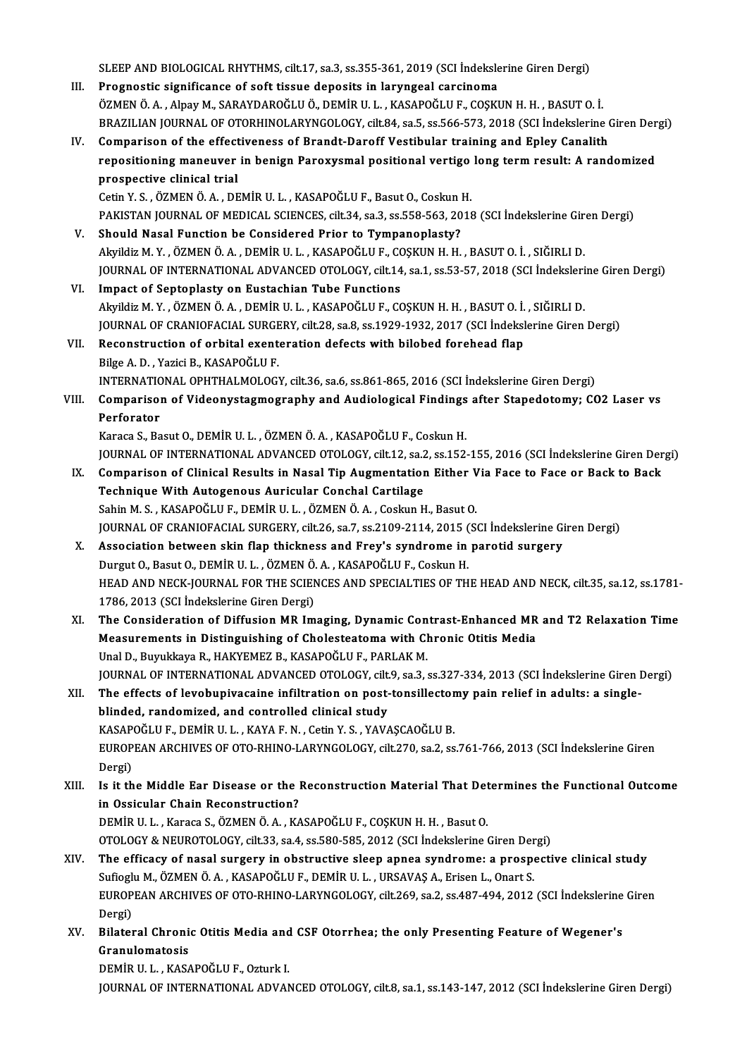SLEEP AND BIOLOGICAL RHYTHMS, cilt.17, sa.3, ss.355-361, 2019 (SCI İndekslerine Giren Dergi)

III. **Prognostic significance of soft tissue deposits in laryngeal carcinoma**
ÖZMEN Ö. A. , Alpay M., SARAYDAROĞLU Ö., DEMİR U. L. , KASAPOĞLU F., COŞKUN H. H. , BASUT O. İ.
BRAZILIAN JOURNAL OF OTORHINOLARYNGOLOGY, cilt.84, sa.5, ss.566-573, 2018 (SCI İndekslerine Giren Dergi)

IV. **Comparison of the effectiveness of Brandt-Daroff Vestibular training and Epley Canalith repositioning maneuver in benign Paroxysmal positional vertigo long term result: A randomized prospective clinical trial**
Cetin Y. S. , ÖZMEN Ö. A. , DEMİR U. L. , KASAPOĞLU F., Basut O., Coskun H.
PAKISTAN JOURNAL OF MEDICAL SCIENCES, cilt.34, sa.3, ss.558-563, 2018 (SCI İndekslerine Giren Dergi)

V. **Should Nasal Function be Considered Prior to Tympanoplasty?**
Akyildiz M. Y. , ÖZMEN Ö. A. , DEMİR U. L. , KASAPOĞLU F., COŞKUN H. H. , BASUT O. İ. , SIĞIRLI D.
JOURNAL OF INTERNATIONAL ADVANCED OTOLOGY, cilt.14, sa.1, ss.53-57, 2018 (SCI İndekslerine Giren Dergi)

VI. **Impact of Septoplasty on Eustachian Tube Functions**
Akyildiz M. Y. , ÖZMEN Ö. A. , DEMİR U. L. , KASAPOĞLU F., COŞKUN H. H. , BASUT O. İ. , SIĞIRLI D.
JOURNAL OF CRANIOFACIAL SURGERY, cilt.28, sa.8, ss.1929-1932, 2017 (SCI İndekslerine Giren Dergi)

VII. **Reconstruction of orbital exenteration defects with bilobed forehead flap**
Bilge A. D. , Yazici B., KASAPOĞLU F.
INTERNATIONAL OPHTHALMOLOGY, cilt.36, sa.6, ss.861-865, 2016 (SCI İndekslerine Giren Dergi)

VIII. **Comparison of Videonystagmography and Audiological Findings after Stapedotomy; CO2 Laser vs Perforator**
Karaca S., Basut O., DEMİR U. L. , ÖZMEN Ö. A. , KASAPOĞLU F., Coskun H.
JOURNAL OF INTERNATIONAL ADVANCED OTOLOGY, cilt.12, sa.2, ss.152-155, 2016 (SCI İndekslerine Giren Dergi)

IX. **Comparison of Clinical Results in Nasal Tip Augmentation Either Via Face to Face or Back to Back Technique With Autogenous Auricular Conchal Cartilage**
Sahin M. S. , KASAPOĞLU F., DEMİR U. L. , ÖZMEN Ö. A. , Coskun H., Basut O.
JOURNAL OF CRANIOFACIAL SURGERY, cilt.26, sa.7, ss.2109-2114, 2015 (SCI İndekslerine Giren Dergi)

X. **Association between skin flap thickness and Frey's syndrome in parotid surgery**
Durgut O., Basut O., DEMİR U. L. , ÖZMEN Ö. A. , KASAPOĞLU F., Coskun H.
HEAD AND NECK-JOURNAL FOR THE SCIENCES AND SPECIALTIES OF THE HEAD AND NECK, cilt.35, sa.12, ss.1781-1786, 2013 (SCI İndekslerine Giren Dergi)

XI. **The Consideration of Diffusion MR Imaging, Dynamic Contrast-Enhanced MR and T2 Relaxation Time Measurements in Distinguishing of Cholesteatoma with Chronic Otitis Media**
Unal D., Buyukkaya R., HAKYEMEZ B., KASAPOĞLU F., PARLAK M.
JOURNAL OF INTERNATIONAL ADVANCED OTOLOGY, cilt.9, sa.3, ss.327-334, 2013 (SCI İndekslerine Giren Dergi)

XII. **The effects of levobupivacaine infiltration on post-tonsillectomy pain relief in adults: a single-blinded, randomized, and controlled clinical study**
KASAPOĞLU F., DEMİR U. L. , KAYA F. N. , Cetin Y. S. , YAVAŞCAOĞLU B.
EUROPEAN ARCHIVES OF OTO-RHINO-LARYNGOLOGY, cilt.270, sa.2, ss.761-766, 2013 (SCI İndekslerine Giren Dergi)

XIII. **Is it the Middle Ear Disease or the Reconstruction Material That Determines the Functional Outcome in Ossicular Chain Reconstruction?**
DEMİR U. L. , Karaca S., ÖZMEN Ö. A. , KASAPOĞLU F., COŞKUN H. H. , Basut O.
OTOLOGY & NEUROTOLOGY, cilt.33, sa.4, ss.580-585, 2012 (SCI İndekslerine Giren Dergi)

XIV. **The efficacy of nasal surgery in obstructive sleep apnea syndrome: a prospective clinical study**
Sufioglu M., ÖZMEN Ö. A. , KASAPOĞLU F., DEMİR U. L. , URSAVAŞ A., Erisen L., Onart S.
EUROPEAN ARCHIVES OF OTO-RHINO-LARYNGOLOGY, cilt.269, sa.2, ss.487-494, 2012 (SCI İndekslerine Giren Dergi)

XV. **Bilateral Chronic Otitis Media and CSF Otorrhea; the only Presenting Feature of Wegener's Granulomatosis**
DEMİR U. L. , KASAPOĞLU F., Ozturk I.
JOURNAL OF INTERNATIONAL ADVANCED OTOLOGY, cilt.8, sa.1, ss.143-147, 2012 (SCI İndekslerine Giren Dergi)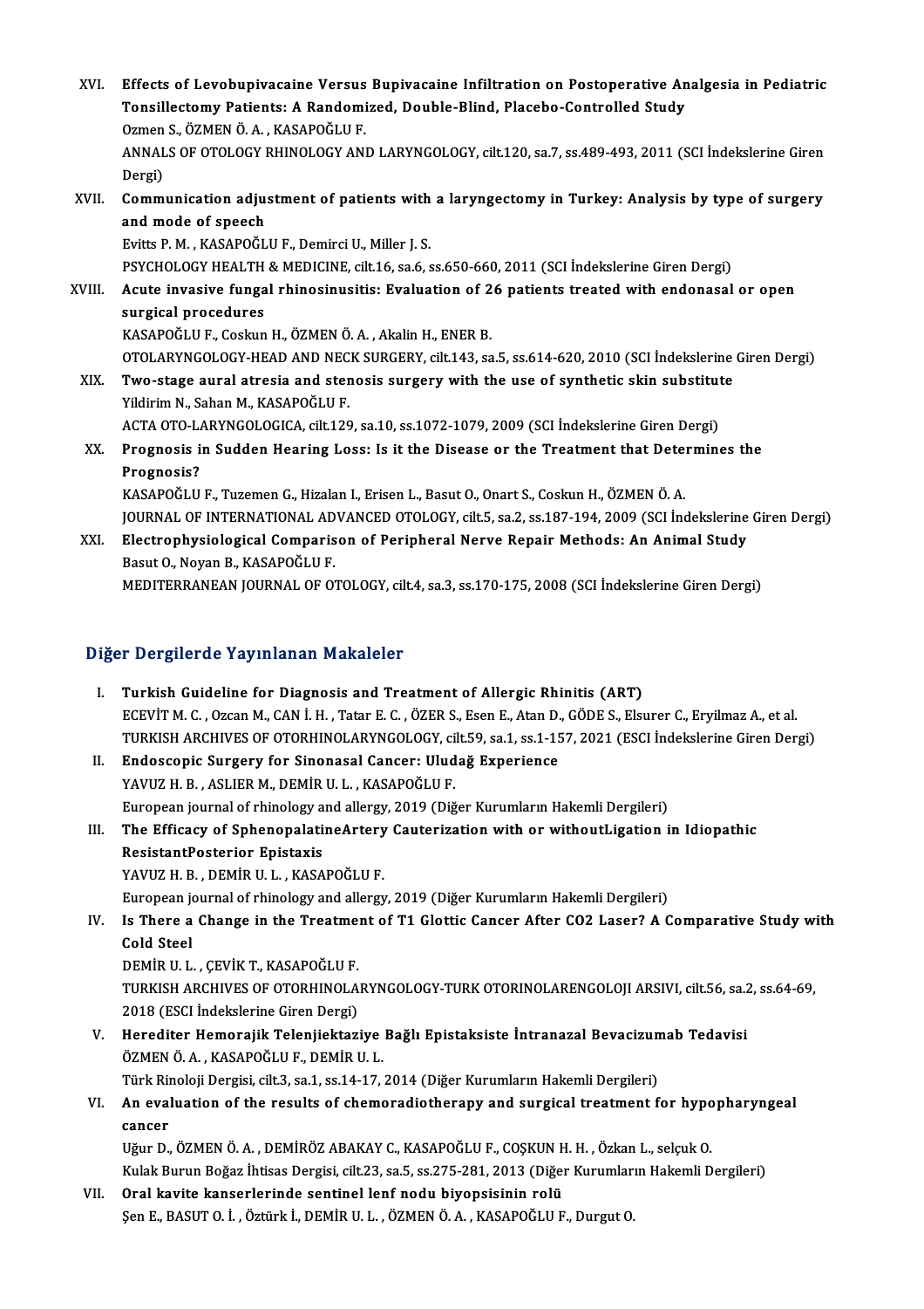XVI. **Effects of Levobupivacaine Versus Bupivacaine Infiltration on Postoperative Analgesia in Pediatric Tonsillectomy Patients: A Randomized, Double-Blind, Placebo-Controlled Study**
Ozmen S., ÖZMEN Ö. A. , KASAPOĞLU F.
ANNALS OF OTOLOGY RHINOLOGY AND LARYNGOLOGY, cilt.120, sa.7, ss.489-493, 2011 (SCI İndekslerine Giren Dergi)

XVII. **Communication adjustment of patients with a laryngectomy in Turkey: Analysis by type of surgery and mode of speech**
Evitts P. M. , KASAPOĞLU F., Demirci U., Miller J. S.
PSYCHOLOGY HEALTH & MEDICINE, cilt.16, sa.6, ss.650-660, 2011 (SCI İndekslerine Giren Dergi)

XVIII. **Acute invasive fungal rhinosinusitis: Evaluation of 26 patients treated with endonasal or open surgical procedures**
KASAPOĞLU F., Coskun H., ÖZMEN Ö. A. , Akalin H., ENER B.
OTOLARYNGOLOGY-HEAD AND NECK SURGERY, cilt.143, sa.5, ss.614-620, 2010 (SCI İndekslerine Giren Dergi)

XIX. **Two-stage aural atresia and stenosis surgery with the use of synthetic skin substitute**
Yildirim N., Sahan M., KASAPOĞLU F.
ACTA OTO-LARYNGOLOGICA, cilt.129, sa.10, ss.1072-1079, 2009 (SCI İndekslerine Giren Dergi)

XX. **Prognosis in Sudden Hearing Loss: Is it the Disease or the Treatment that Determines the Prognosis?**
KASAPOĞLU F., Tuzemen G., Hizalan I., Erisen L., Basut O., Onart S., Coskun H., ÖZMEN Ö. A.
JOURNAL OF INTERNATIONAL ADVANCED OTOLOGY, cilt.5, sa.2, ss.187-194, 2009 (SCI İndekslerine Giren Dergi)

XXI. **Electrophysiological Comparison of Peripheral Nerve Repair Methods: An Animal Study**
Basut O., Noyan B., KASAPOĞLU F.
MEDITERRANEAN JOURNAL OF OTOLOGY, cilt.4, sa.3, ss.170-175, 2008 (SCI İndekslerine Giren Dergi)

## Diğer Dergilerde Yayınlanan Makaleler

I. **Turkish Guideline for Diagnosis and Treatment of Allergic Rhinitis (ART)**
ECEVİT M. C. , Ozcan M., CAN İ. H. , Tatar E. C. , ÖZER S., Esen E., Atan D., GÖDE S., Elsurer C., Eryilmaz A., et al.
TURKISH ARCHIVES OF OTORHINOLARYNGOLOGY, cilt.59, sa.1, ss.1-157, 2021 (ESCI İndekslerine Giren Dergi)

II. **Endoscopic Surgery for Sinonasal Cancer: Uludağ Experience**
YAVUZ H. B. , ASLIER M., DEMİR U. L. , KASAPOĞLU F.
European journal of rhinology and allergy, 2019 (Diğer Kurumların Hakemli Dergileri)

III. **The Efficacy of SphenopalatineArtery Cauterization with or withoutLigation in Idiopathic ResistantPosterior Epistaxis**
YAVUZ H. B. , DEMİR U. L. , KASAPOĞLU F.
European journal of rhinology and allergy, 2019 (Diğer Kurumların Hakemli Dergileri)

IV. **Is There a Change in the Treatment of T1 Glottic Cancer After CO2 Laser? A Comparative Study with Cold Steel**
DEMİR U. L. , ÇEVİK T., KASAPOĞLU F.
TURKISH ARCHIVES OF OTORHINOLARYNGOLOGY-TURK OTORINOLARENGOLOJI ARSIVI, cilt.56, sa.2, ss.64-69, 2018 (ESCI İndekslerine Giren Dergi)

V. **Herediter Hemorajik Telenjiektaziye Bağlı Epistaksiste İntranazal Bevacizumab Tedavisi**
ÖZMEN Ö. A. , KASAPOĞLU F., DEMİR U. L.
Türk Rinoloji Dergisi, cilt.3, sa.1, ss.14-17, 2014 (Diğer Kurumların Hakemli Dergileri)

VI. **An evaluation of the results of chemoradiotherapy and surgical treatment for hypopharyngeal cancer**
Uğur D., ÖZMEN Ö. A. , DEMİRÖZ ABAKAY C., KASAPOĞLU F., COŞKUN H. H. , Özkan L., selçuk O.
Kulak Burun Boğaz İhtisas Dergisi, cilt.23, sa.5, ss.275-281, 2013 (Diğer Kurumların Hakemli Dergileri)

VII. **Oral kavite kanserlerinde sentinel lenf nodu biyopsisinin rolü**
Şen E., BASUT O. İ. , Öztürk İ., DEMİR U. L. , ÖZMEN Ö. A. , KASAPOĞLU F., Durgut O.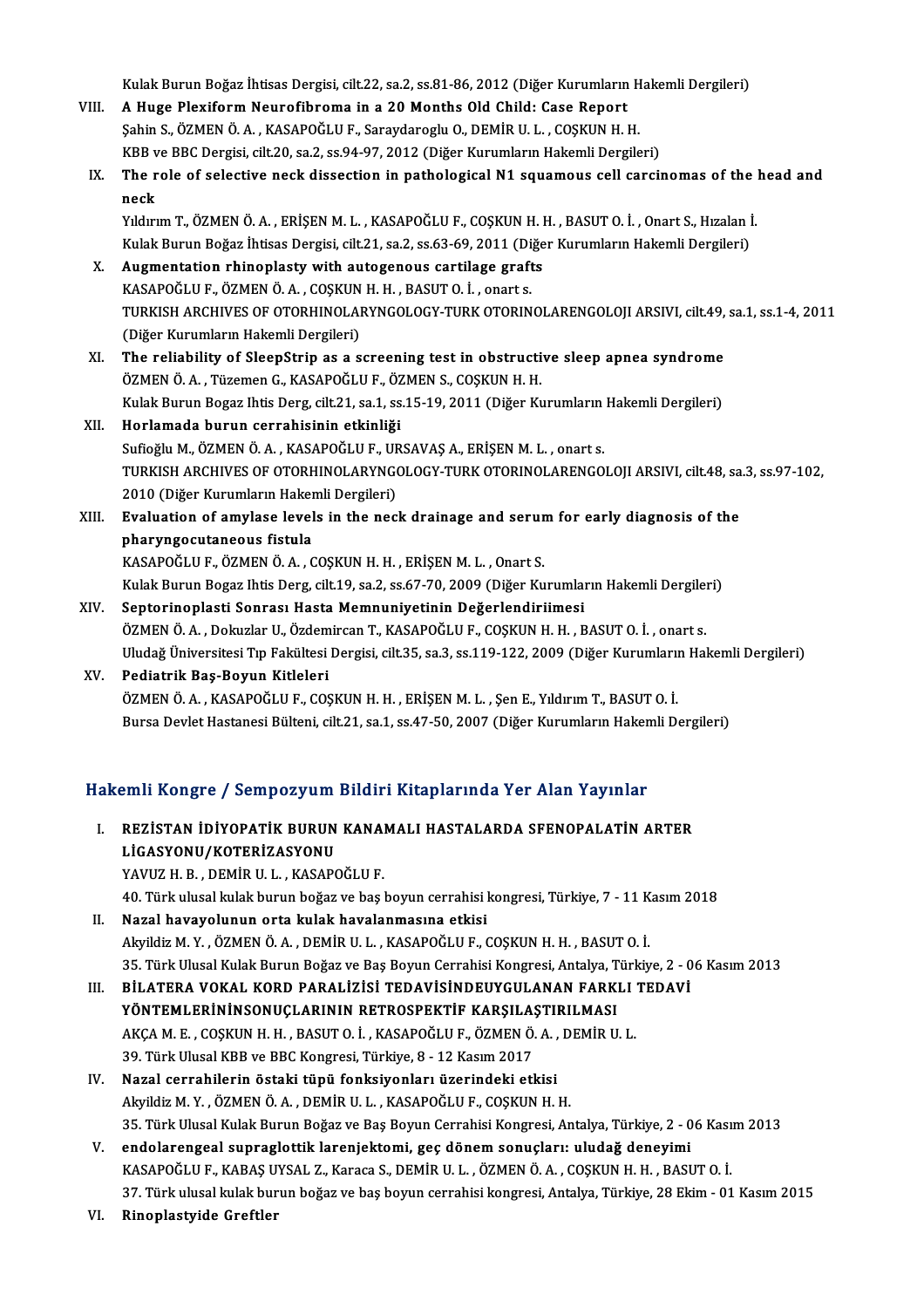Kulak Burun Boğaz İhtisas Dergisi, cilt.22, sa.2, ss.81-86, 2012 (Diğer Kurumların Hakemli Dergileri)

VIII. **A Huge Plexiform Neurofibroma in a 20 Months Old Child: Case Report**
Şahin S., ÖZMEN Ö. A. , KASAPOĞLU F., Saraydaroglu O., DEMİR U. L. , COŞKUN H. H.
KBB ve BBC Dergisi, cilt.20, sa.2, ss.94-97, 2012 (Diğer Kurumların Hakemli Dergileri)

IX. **The role of selective neck dissection in pathological N1 squamous cell carcinomas of the head and neck**
Yıldırım T., ÖZMEN Ö. A. , ERİŞEN M. L. , KASAPOĞLU F., COŞKUN H. H. , BASUT O. İ. , Onart S., Hızalan İ.
Kulak Burun Boğaz İhtisas Dergisi, cilt.21, sa.2, ss.63-69, 2011 (Diğer Kurumların Hakemli Dergileri)

X. **Augmentation rhinoplasty with autogenous cartilage grafts**
KASAPOĞLU F., ÖZMEN Ö. A. , COŞKUN H. H. , BASUT O. İ. , onart s.
TURKISH ARCHIVES OF OTORHINOLARYNGOLOGY-TURK OTORINOLARENGOLOJI ARSIVI, cilt.49, sa.1, ss.1-4, 2011 (Diğer Kurumların Hakemli Dergileri)

XI. **The reliability of SleepStrip as a screening test in obstructive sleep apnea syndrome**
ÖZMEN Ö. A. , Tüzemen G., KASAPOĞLU F., ÖZMEN S., COŞKUN H. H.
Kulak Burun Bogaz Ihtis Derg, cilt.21, sa.1, ss.15-19, 2011 (Diğer Kurumların Hakemli Dergileri)

XII. **Horlamada burun cerrahisinin etkinliği**
Sufioğlu M., ÖZMEN Ö. A. , KASAPOĞLU F., URSAVAŞ A., ERİŞEN M. L. , onart s.
TURKISH ARCHIVES OF OTORHINOLARYNGOLOGY-TURK OTORINOLARENGOLOJI ARSIVI, cilt.48, sa.3, ss.97-102, 2010 (Diğer Kurumların Hakemli Dergileri)

XIII. **Evaluation of amylase levels in the neck drainage and serum for early diagnosis of the pharyngocutaneous fistula**
KASAPOĞLU F., ÖZMEN Ö. A. , COŞKUN H. H. , ERİŞEN M. L. , Onart S.
Kulak Burun Bogaz Ihtis Derg, cilt.19, sa.2, ss.67-70, 2009 (Diğer Kurumların Hakemli Dergileri)

XIV. **Septorinoplasti Sonrası Hasta Memnuniyetinin Değerlendiriimesi**
ÖZMEN Ö. A. , Dokuzlar U., Özdemircan T., KASAPOĞLU F., COŞKUN H. H. , BASUT O. İ. , onart s.
Uludağ Üniversitesi Tıp Fakültesi Dergisi, cilt.35, sa.3, ss.119-122, 2009 (Diğer Kurumların Hakemli Dergileri)

XV. **Pediatrik Baş-Boyun Kitleleri**
ÖZMEN Ö. A. , KASAPOĞLU F., COŞKUN H. H. , ERİŞEN M. L. , Şen E., Yıldırım T., BASUT O. İ.
Bursa Devlet Hastanesi Bülteni, cilt.21, sa.1, ss.47-50, 2007 (Diğer Kurumların Hakemli Dergileri)

## Hakemli Kongre / Sempozyum Bildiri Kitaplarında Yer Alan Yayınlar

I. **REZİSTAN İDİYOPATİK BURUN KANAMALI HASTALARDA SFENOPALATİN ARTER LİGASYONU/KOTERİZASYONU**
YAVUZ H. B. , DEMİR U. L. , KASAPOĞLU F.
40. Türk ulusal kulak burun boğaz ve baş boyun cerrahisi kongresi, Türkiye, 7 - 11 Kasım 2018

II. **Nazal havayolunun orta kulak havalanmasına etkisi**
Akyildiz M. Y. , ÖZMEN Ö. A. , DEMİR U. L. , KASAPOĞLU F., COŞKUN H. H. , BASUT O. İ.
35. Türk Ulusal Kulak Burun Boğaz ve Baş Boyun Cerrahisi Kongresi, Antalya, Türkiye, 2 - 06 Kasım 2013

III. **BİLATERA VOKAL KORD PARALİZİSİ TEDAVİSİNDEUYGULANAN FARKLI TEDAVİ YÖNTEMLERİNİNSONUÇLARININ RETROSPEKTİF KARŞILAŞTIRILMASI**
AKÇA M. E. , COŞKUN H. H. , BASUT O. İ. , KASAPOĞLU F., ÖZMEN Ö. A. , DEMİR U. L.
39. Türk Ulusal KBB ve BBC Kongresi, Türkiye, 8 - 12 Kasım 2017

IV. **Nazal cerrahilerin östaki tüpü fonksiyonları üzerindeki etkisi**
Akyildiz M. Y. , ÖZMEN Ö. A. , DEMİR U. L. , KASAPOĞLU F., COŞKUN H. H.
35. Türk Ulusal Kulak Burun Boğaz ve Baş Boyun Cerrahisi Kongresi, Antalya, Türkiye, 2 - 06 Kasım 2013

V. **endolarengeal supraglottik larenjektomi, geç dönem sonuçları: uludağ deneyimi**
KASAPOĞLU F., KABAŞ UYSAL Z., Karaca S., DEMİR U. L. , ÖZMEN Ö. A. , COŞKUN H. H. , BASUT O. İ.
37. Türk ulusal kulak burun boğaz ve baş boyun cerrahisi kongresi, Antalya, Türkiye, 28 Ekim - 01 Kasım 2015

VI. **Rinoplastyide Greftler**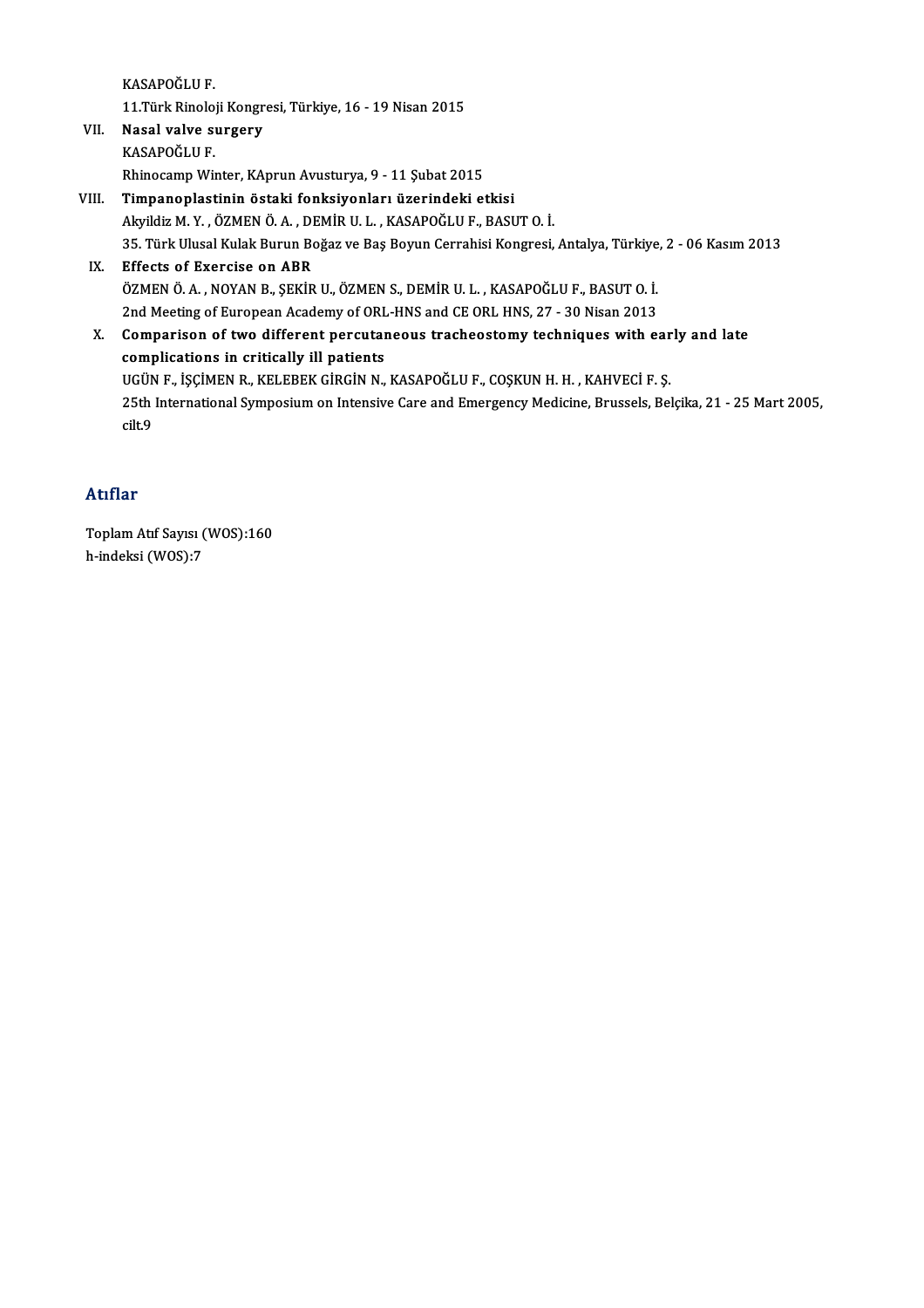KASAPOĞLU F.
11.Türk Rinoloji Kongresi, Türkiye, 16 - 19 Nisan 2015

VII. **Nasal valve surgery**
KASAPOĞLU F.
Rhinocamp Winter, KAprun Avusturya, 9 - 11 Şubat 2015

VIII. **Timpanoplastinin östaki fonksiyonları üzerindeki etkisi**
Akyildiz M. Y. , ÖZMEN Ö. A. , DEMİR U. L. , KASAPOĞLU F., BASUT O. İ.
35. Türk Ulusal Kulak Burun Boğaz ve Baş Boyun Cerrahisi Kongresi, Antalya, Türkiye, 2 - 06 Kasım 2013

IX. **Effects of Exercise on ABR**
ÖZMEN Ö. A. , NOYAN B., ŞEKİR U., ÖZMEN S., DEMİR U. L. , KASAPOĞLU F., BASUT O. İ.
2nd Meeting of European Academy of ORL-HNS and CE ORL HNS, 27 - 30 Nisan 2013

X. **Comparison of two different percutaneous tracheostomy techniques with early and late complications in critically ill patients**
UGÜN F., İŞÇİMEN R., KELEBEK GİRGİN N., KASAPOĞLU F., COŞKUN H. H. , KAHVECİ F. Ş.
25th International Symposium on Intensive Care and Emergency Medicine, Brussels, Belçika, 21 - 25 Mart 2005, cilt.9

## Atıflar

Toplam Atıf Sayısı (WOS):160
h-indeksi (WOS):7